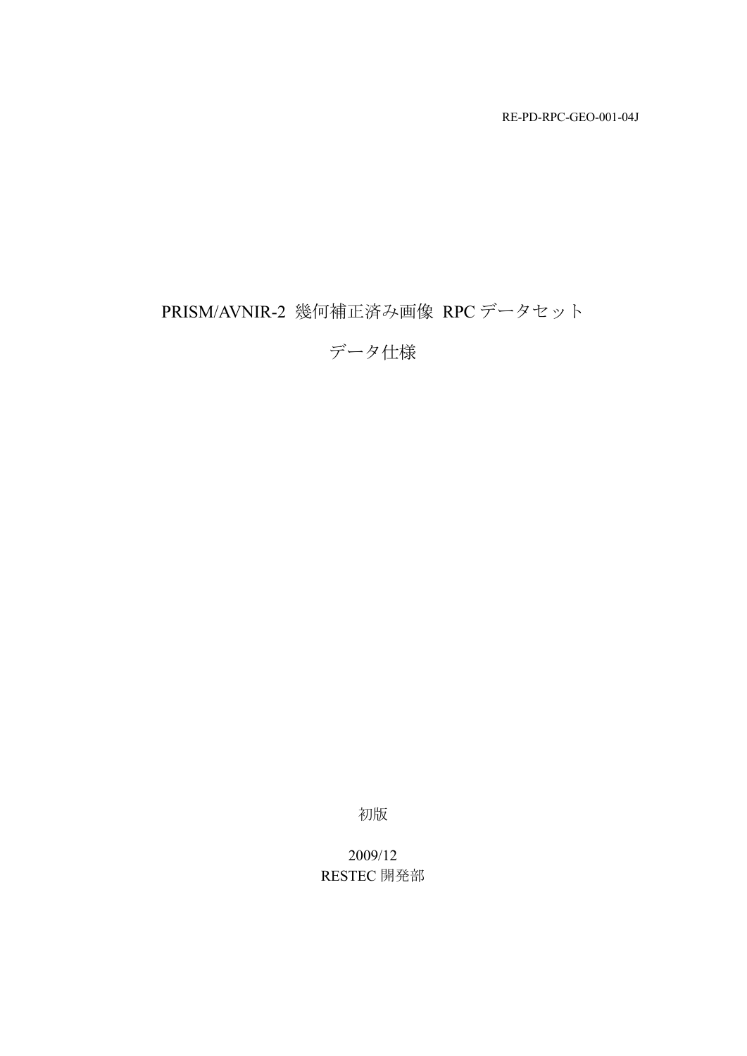RE-PD-RPC-GEO-001-04J

# PRISM/AVNIR-2 幾何補正済み画像 RPC データセット

# データ仕様

初版

2009/12

RESTEC 開発部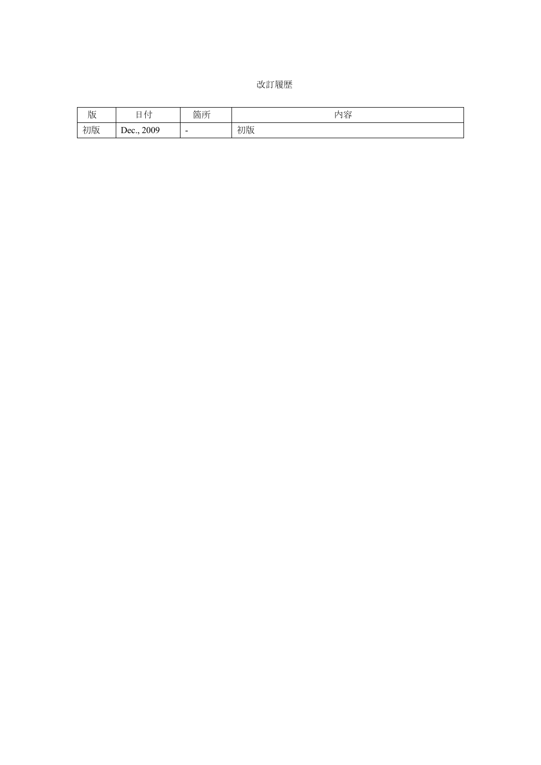# 改訂履歴

| 版 | 日付 | 箇所 | 内容 |
| --- | --- | --- | --- |
| 初版 | Dec., 2009 | - | 初版 |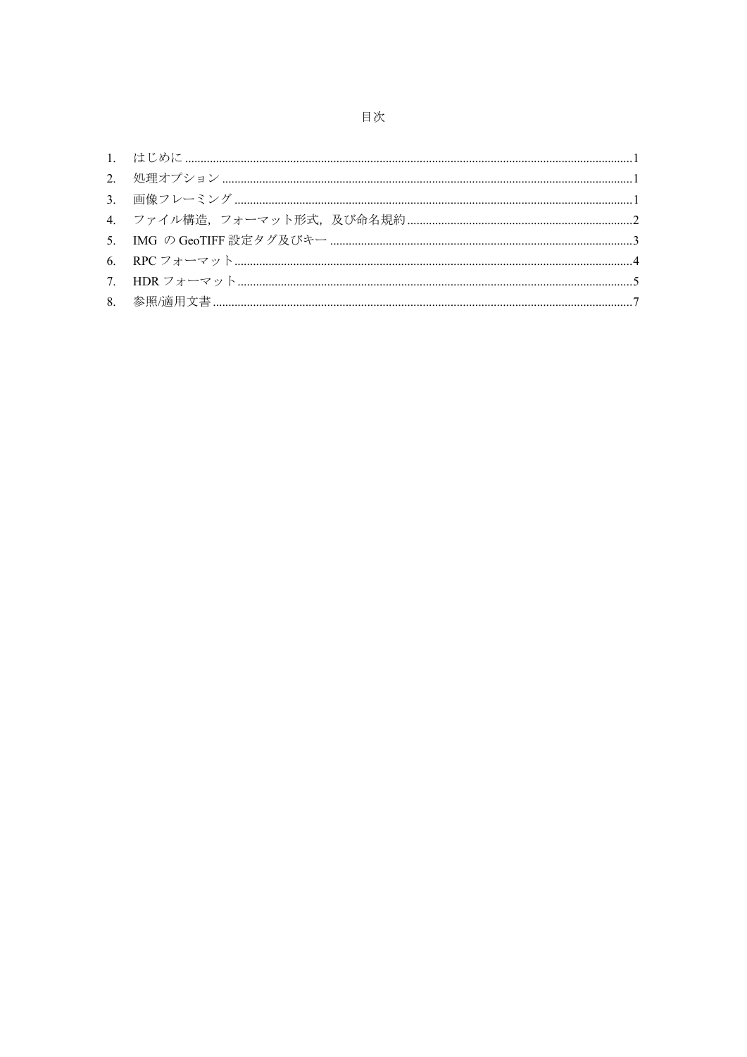# 目次

1. はじめに ........................................................................................................................................1
2. 処理オプション ..............................................................................................................................1
3. 画像フレーミング ..........................................................................................................................1
4. ファイル構造，フォーマット形式，及び命名規約 ......................................................................2
5. IMG の GeoTIFF 設定タグ及びキー ...........................................................................................3
6. RPC フォーマット ..........................................................................................................................4
7. HDR フォーマット ..........................................................................................................................5
8. 参照/適用文書 ................................................................................................................................7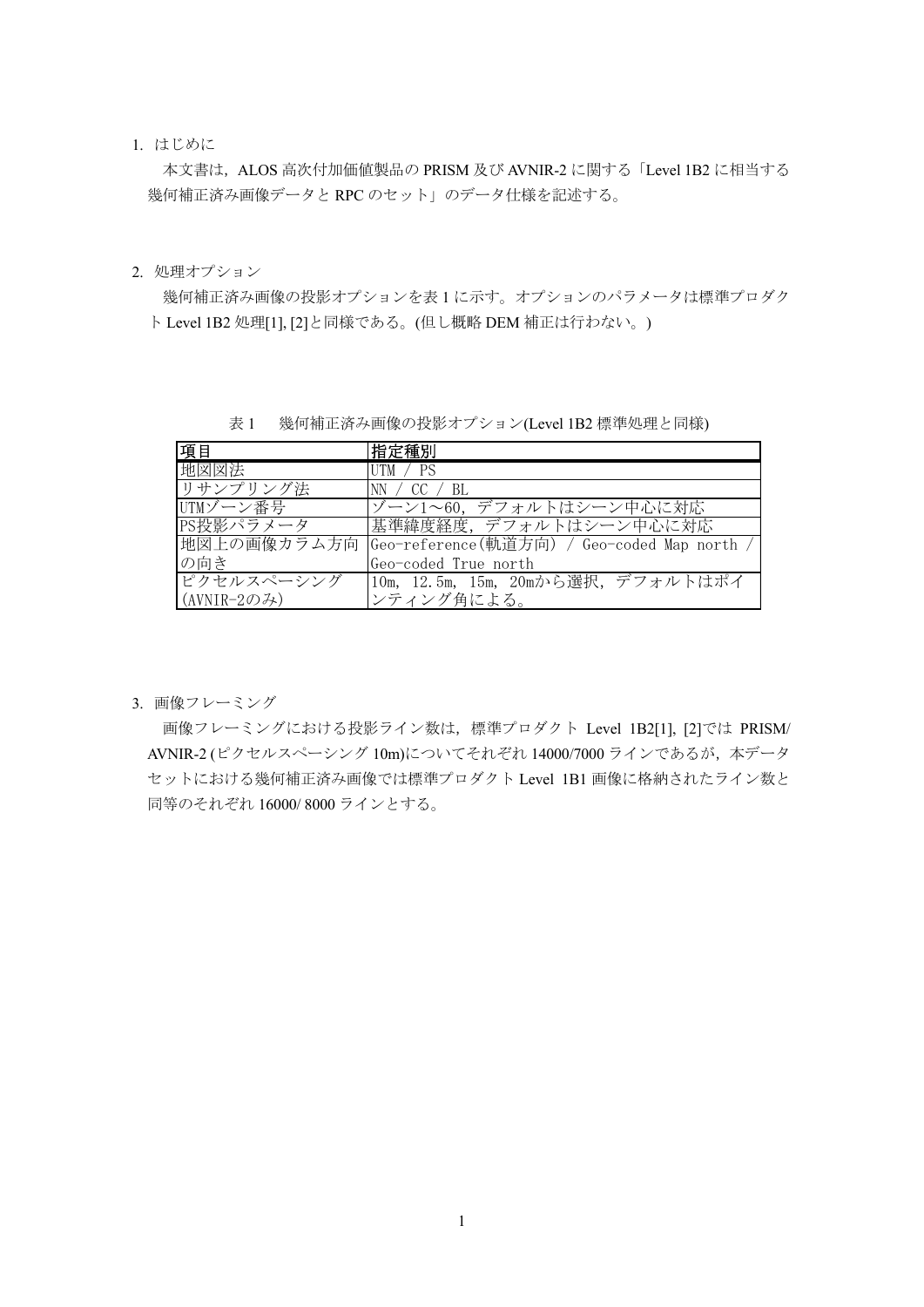## 1. はじめに

本文書は，ALOS 高次付加価値製品の PRISM 及び AVNIR-2 に関する「Level 1B2 に相当する幾何補正済み画像データと RPC のセット」のデータ仕様を記述する。

## 2. 処理オプション

幾何補正済み画像の投影オプションを表 1 に示す。オプションのパラメータは標準プロダクト Level 1B2 処理[1], [2]と同様である。(但し概略 DEM 補正は行わない。)

表 1　幾何補正済み画像の投影オプション(Level 1B2 標準処理と同様)

| 項目 | 指定種別 |
| --- | --- |
| 地図図法 | UTM / PS |
| リサンプリング法 | NN / CC / BL |
| UTMゾーン番号 | ゾーン1～60，デフォルトはシーン中心に対応 |
| PS投影パラメータ | 基準緯度経度，デフォルトはシーン中心に対応 |
| 地図上の画像カラム方向の向き | Geo-reference(軌道方向) / Geo-coded Map north / Geo-coded True north |
| ピクセルスペーシング(AVNIR-2のみ) | 10m, 12.5m, 15m, 20mから選択，デフォルトはポインティング角による。 |

## 3. 画像フレーミング

画像フレーミングにおける投影ライン数は，標準プロダクト Level 1B2[1], [2]では PRISM/ AVNIR-2 (ピクセルスペーシング 10m)についてそれぞれ 14000/7000 ラインであるが，本データセットにおける幾何補正済み画像では標準プロダクト Level 1B1 画像に格納されたライン数と同等のそれぞれ 16000/ 8000 ラインとする。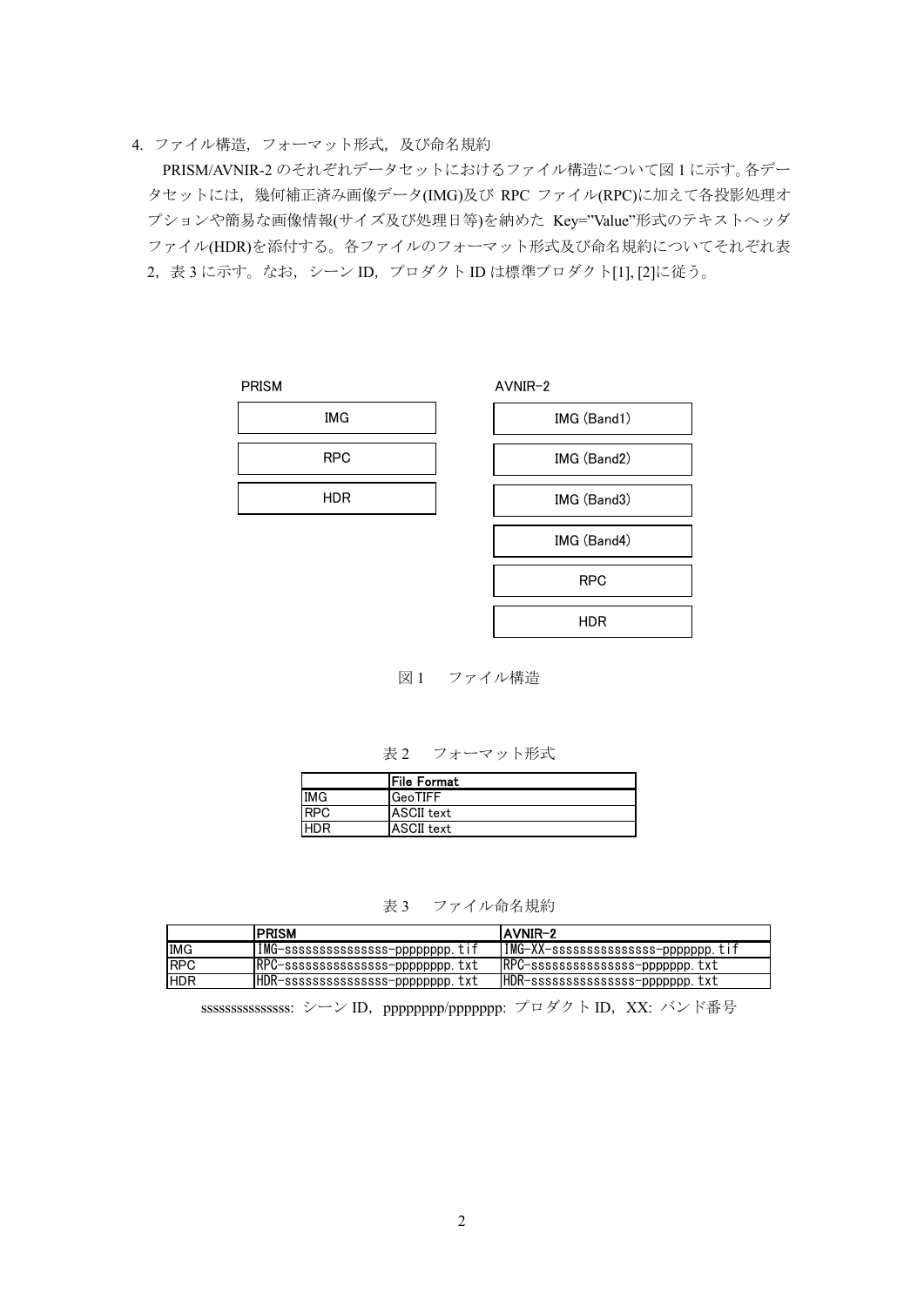## 4. ファイル構造，フォーマット形式，及び命名規約

PRISM/AVNIR-2 のそれぞれデータセットにおけるファイル構造について図 1 に示す。各データセットには，幾何補正済み画像データ(IMG)及び RPC ファイル(RPC)に加えて各投影処理オプションや簡易な画像情報(サイズ及び処理日等)を納めた Key=”Value”形式のテキストヘッダファイル(HDR)を添付する。各ファイルのフォーマット形式及び命名規約についてそれぞれ表 2，表 3 に示す。なお，シーン ID，プロダクト ID は標準プロダクト[1], [2]に従う。

| PRISM | AVNIR-2 |
|---|---|
| IMG | IMG (Band1) |
| RPC | IMG (Band2) |
| HDR | IMG (Band3) |
| | IMG (Band4) |
| | RPC |
| | HDR |

図 1　ファイル構造

表 2　フォーマット形式

| | File Format |
|---|---|
| IMG | GeoTIFF |
| RPC | ASCII text |
| HDR | ASCII text |

表 3　ファイル命名規約

| | PRISM | AVNIR-2 |
|---|---|---|
| IMG | IMG-sssssssssssssss-pppppppp.tif | IMG-XX-sssssssssssssss-ppppppp.tif |
| RPC | RPC-sssssssssssssss-pppppppp.txt | RPC-sssssssssssssss-ppppppp.txt |
| HDR | HDR-sssssssssssssss-pppppppp.txt | HDR-sssssssssssssss-ppppppp.txt |

sssssssssssssss: シーン ID，pppppppp/ppppppp: プロダクト ID，XX: バンド番号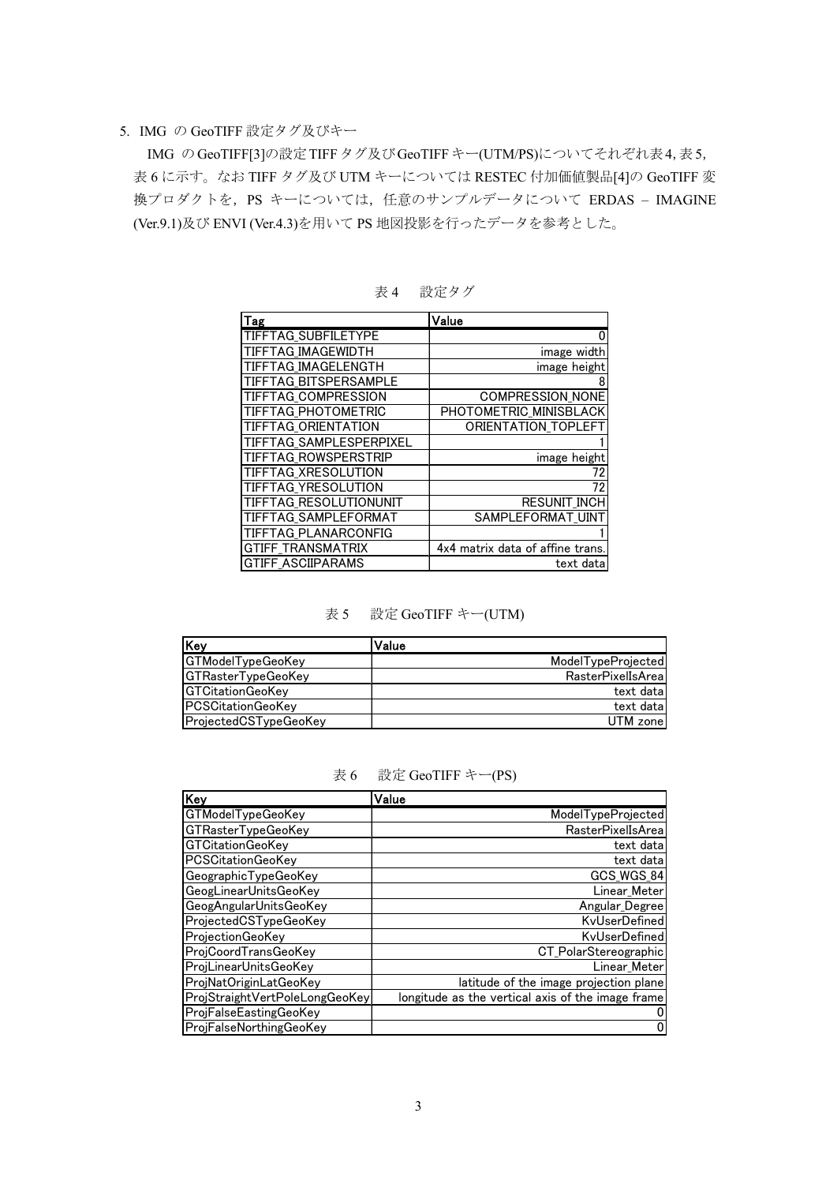## 5. IMG の GeoTIFF 設定タグ及びキー

IMG の GeoTIFF[3]の設定 TIFF タグ及び GeoTIFF キー(UTM/PS)についてそれぞれ表 4, 表 5, 表 6 に示す。なお TIFF タグ及び UTM キーについては RESTEC 付加価値製品[4]の GeoTIFF 変換プロダクトを，PS キーについては，任意のサンプルデータについて ERDAS – IMAGINE (Ver.9.1)及び ENVI (Ver.4.3)を用いて PS 地図投影を行ったデータを参考とした。

表 4　設定タグ

| Tag | Value |
| --- | --- |
| TIFFTAG_SUBFILETYPE | 0 |
| TIFFTAG_IMAGEWIDTH | image width |
| TIFFTAG_IMAGELENGTH | image height |
| TIFFTAG_BITSPERSAMPLE | 8 |
| TIFFTAG_COMPRESSION | COMPRESSION_NONE |
| TIFFTAG_PHOTOMETRIC | PHOTOMETRIC_MINISBLACK |
| TIFFTAG_ORIENTATION | ORIENTATION_TOPLEFT |
| TIFFTAG_SAMPLESPERPIXEL | 1 |
| TIFFTAG_ROWSPERSTRIP | image height |
| TIFFTAG_XRESOLUTION | 72 |
| TIFFTAG_YRESOLUTION | 72 |
| TIFFTAG_RESOLUTIONUNIT | RESUNIT_INCH |
| TIFFTAG_SAMPLEFORMAT | SAMPLEFORMAT_UINT |
| TIFFTAG_PLANARCONFIG | 1 |
| GTIFF_TRANSMATRIX | 4x4 matrix data of affine trans. |
| GTIFF_ASCIIPARAMS | text data |

表 5　設定 GeoTIFF キー(UTM)

| Key | Value |
| --- | --- |
| GTModelTypeGeoKey | ModelTypeProjected |
| GTRasterTypeGeoKey | RasterPixelIsArea |
| GTCitationGeoKey | text data |
| PCSCitationGeoKey | text data |
| ProjectedCSTypeGeoKey | UTM zone |

表 6　設定 GeoTIFF キー(PS)

| Key | Value |
| --- | --- |
| GTModelTypeGeoKey | ModelTypeProjected |
| GTRasterTypeGeoKey | RasterPixelIsArea |
| GTCitationGeoKey | text data |
| PCSCitationGeoKey | text data |
| GeographicTypeGeoKey | GCS_WGS_84 |
| GeogLinearUnitsGeoKey | Linear_Meter |
| GeogAngularUnitsGeoKey | Angular_Degree |
| ProjectedCSTypeGeoKey | KvUserDefined |
| ProjectionGeoKey | KvUserDefined |
| ProjCoordTransGeoKey | CT_PolarStereographic |
| ProjLinearUnitsGeoKey | Linear_Meter |
| ProjNatOriginLatGeoKey | latitude of the image projection plane |
| ProjStraightVertPoleLongGeoKey | longitude as the vertical axis of the image frame |
| ProjFalseEastingGeoKey | 0 |
| ProjFalseNorthingGeoKey | 0 |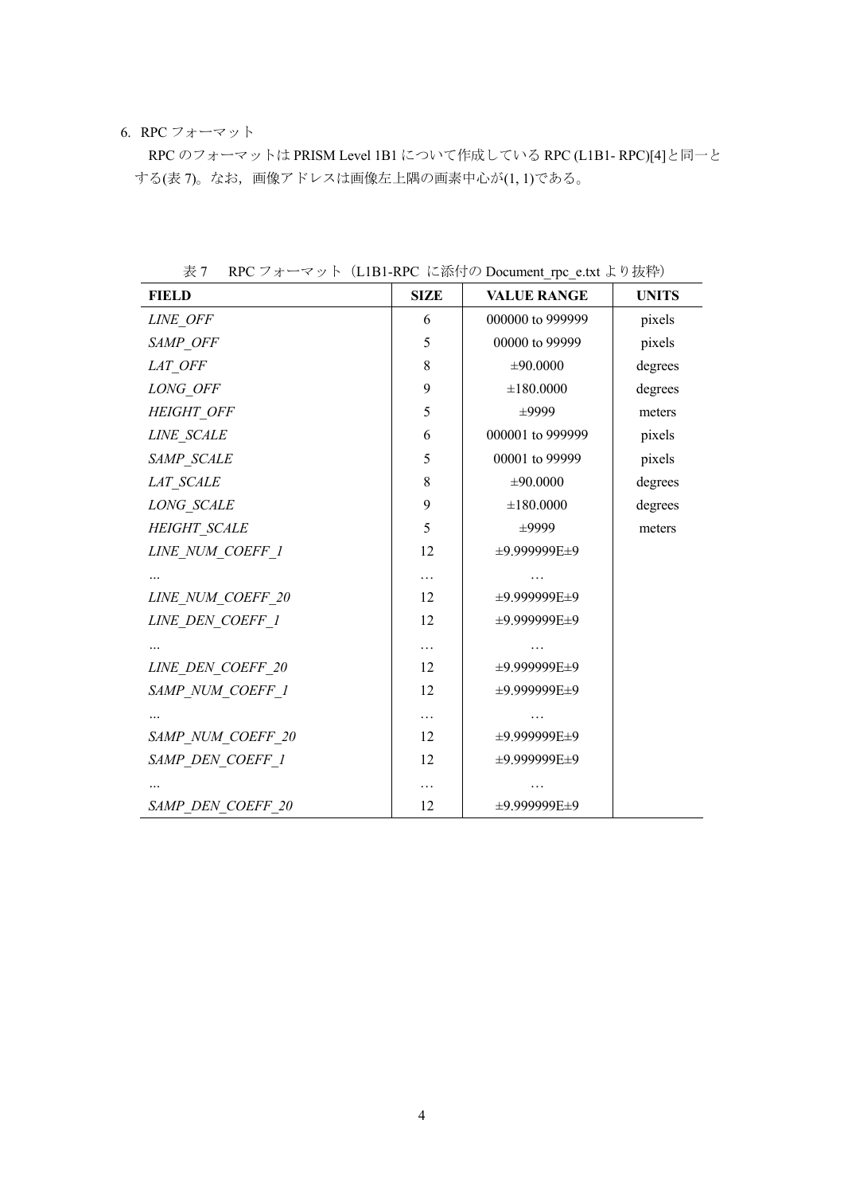## 6. RPC フォーマット

RPC のフォーマットは PRISM Level 1B1 について作成している RPC (L1B1- RPC)[4]と同一とする(表 7)。なお，画像アドレスは画像左上隅の画素中心が(1, 1)である。

表 7　RPC フォーマット（L1B1-RPC に添付の Document_rpc_e.txt より抜粋）

| FIELD | SIZE | VALUE RANGE | UNITS |
|---|---|---|---|
| *LINE_OFF* | 6 | 000000 to 999999 | pixels |
| *SAMP_OFF* | 5 | 00000 to 99999 | pixels |
| *LAT_OFF* | 8 | ±90.0000 | degrees |
| *LONG_OFF* | 9 | ±180.0000 | degrees |
| *HEIGHT_OFF* | 5 | ±9999 | meters |
| *LINE_SCALE* | 6 | 000001 to 999999 | pixels |
| *SAMP_SCALE* | 5 | 00001 to 99999 | pixels |
| *LAT_SCALE* | 8 | ±90.0000 | degrees |
| *LONG_SCALE* | 9 | ±180.0000 | degrees |
| *HEIGHT_SCALE* | 5 | ±9999 | meters |
| *LINE_NUM_COEFF_1* | 12 | ±9.999999E±9 | |
| … | … | … | |
| *LINE_NUM_COEFF_20* | 12 | ±9.999999E±9 | |
| *LINE_DEN_COEFF_1* | 12 | ±9.999999E±9 | |
| … | … | … | |
| *LINE_DEN_COEFF_20* | 12 | ±9.999999E±9 | |
| *SAMP_NUM_COEFF_1* | 12 | ±9.999999E±9 | |
| … | … | … | |
| *SAMP_NUM_COEFF_20* | 12 | ±9.999999E±9 | |
| *SAMP_DEN_COEFF_1* | 12 | ±9.999999E±9 | |
| … | … | … | |
| *SAMP_DEN_COEFF_20* | 12 | ±9.999999E±9 | |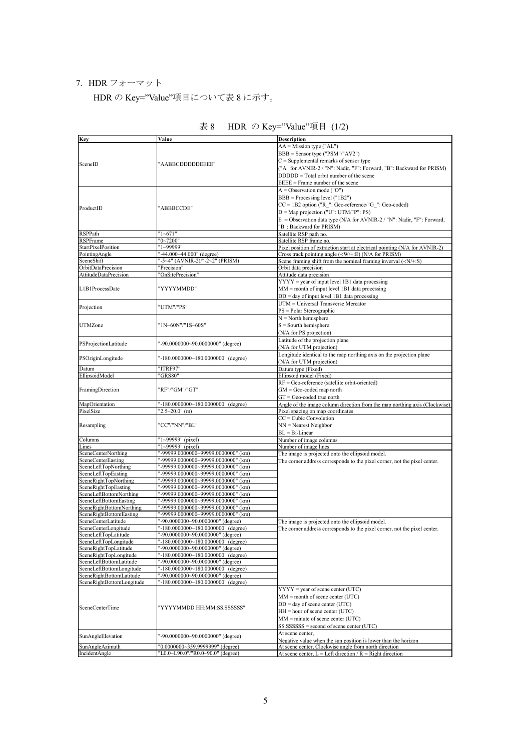## 7. HDR フォーマット

HDR の Key="Value"項目について表 8 に示す。

表 8　HDR の Key="Value"項目 (1/2)

| Key | Value | Description |
|---|---|---|
| SceneID | "AABBCDDDDDEEEE" | AA = Mission type ("AL")<br>BBB = Sensor type ("PSM"/"AV2")<br>C = Supplemental remarks of sensor type<br>("A" for AVNIR-2 / "N": Nadir, "F": Forward, "B": Backward for PRISM)<br>DDDDD = Total orbit number of the scene<br>EEEE = Frame number of the scene |
| ProductID | "ABBBCCDE" | A = Observation mode ("O")<br>BBB = Processing level ("1B2")<br>CC = 1B2 option ("R_": Geo-reference/"G_": Geo-coded)<br>D = Map projection ("U": UTM/"P": PS)<br>E = Observation data type (N/A for AVNIR-2 / "N": Nadir, "F": Forward, "B": Backward for PRISM) |
| RSPPath | "1~671" | Satellite RSP path no. |
| RSPFrame | "0~7200" | Satellite RSP frame no. |
| StartPixelPosition | "1~99999" | Pixel position of extraction start at electrical pointing (N/A for AVNIR-2) |
| PointingAngle | "-44.000~44.000" (degree) | Cross track pointing angle (-:W/+:E) (N/A for PRISM) |
| SceneShift | "-5~4" (AVNIR-2)/"-2~2" (PRISM) | Scene framing shift from the nominal framing inverval (-:N/+:S) |
| OrbitDataPrecision | "Precision" | Orbit data precision |
| AttitudeDataPrecision | "OnSitePrecision" | Attitude data precision |
| L1B1ProcessDate | "YYYYMMDD" | YYYY = year of input level 1B1 data processing<br>MM = month of input level 1B1 data processing<br>DD = day of input level 1B1 data processing |
| Projection | "UTM"/"PS" | UTM = Universal Transverse Mercator<br>PS = Polar Stereographic |
| UTMZone | "1N~60N"/"1S~60S" | N = North hemisphere<br>S = Sourth hemisphere<br>(N/A for PS projection) |
| PSProjectionLatitude | "-90.0000000~90.0000000" (degree) | Latitude of the projection plane<br>(N/A for UTM projection) |
| PSOriginLongitude | "-180.0000000~180.0000000" (degree) | Longitude identical to the map northing axis on the projection plane<br>(N/A for UTM projection) |
| Datum | "ITRF97" | Datum type (Fixed) |
| EllipsoidModel | "GRS80" | Ellipsoid model (Fixed) |
| FramingDirection | "RF"/"GM"/"GT" | RF = Geo-reference (satellite orbit-oriented)<br>GM = Geo-coded map north<br>GT = Geo-coded true north |
| MapOrientation | "-180.0000000~180.0000000" (degree) | Angle of the image column direction from the map northing axis (Clockwise) |
| PixelSize | "2.5~20.0" (m) | Pixel spacing on map coordinates |
| Resampling | "CC"/"NN"/"BL" | CC = Cubic Convolution<br>NN = Nearest Neighbor<br>BL = Bi-Linear |
| Columns | "1~99999" (pixel) | Number of image columns |
| Lines | "1~99999" (pixel) | Number of image lines |
| SceneCenterNorthing | "-99999.0000000~99999.0000000" (km) | The image is projected onto the ellipsoid model.<br>The corner address corresponds to the pixel corner, not the pixel center. |
| SceneCenterEasting | "-99999.0000000~99999.0000000" (km) | |
| SceneLeftTopNorthing | "-99999.0000000~99999.0000000" (km) | |
| SceneLeftTopEasting | "-99999.0000000~99999.0000000" (km) | |
| SceneRightTopNorthing | "-99999.0000000~99999.0000000" (km) | |
| SceneRightTopEasting | "-99999.0000000~99999.0000000" (km) | |
| SceneLeftBottomNorthing | "-99999.0000000~99999.0000000" (km) | |
| SceneLeftBottomEasting | "-99999.0000000~99999.0000000" (km) | |
| SceneRightBottomNorthing | "-99999.0000000~99999.0000000" (km) | |
| SceneRightBottomEasting | "-99999.0000000~99999.0000000" (km) | |
| SceneCenterLatitude | "-90.0000000~90.0000000" (degree) | The image is projected onto the ellipsoid model.<br>The corner address corresponds to the pixel corner, not the pixel center. |
| SceneCenterLongitude | "-180.0000000~180.0000000" (degree) | |
| SceneLeftTopLatitude | "-90.0000000~90.0000000" (degree) | |
| SceneLeftTopLongitude | "-180.0000000~180.0000000" (degree) | |
| SceneRightTopLatitude | "-90.0000000~90.0000000" (degree) | |
| SceneRightTopLongitude | "-180.0000000~180.0000000" (degree) | |
| SceneLeftBottomLatitude | "-90.0000000~90.0000000" (degree) | |
| SceneLeftBottomLongitude | "-180.0000000~180.0000000" (degree) | |
| SceneRightBottomLatitude | "-90.0000000~90.0000000" (degree) | |
| SceneRightBottomLongitude | "-180.0000000~180.0000000" (degree) | |
| SceneCenterTime | "YYYYMMDD HH:MM:SS.SSSSSS" | YYYY = year of scene center (UTC)<br>MM = month of scene center (UTC)<br>DD = day of scene center (UTC)<br>HH = hour of scene center (UTC)<br>MM = minute of scene center (UTC)<br>SS.SSSSSS = second of scene center (UTC) |
| SunAngleElevation | "-90.0000000~90.0000000" (degree) | At scene center,<br>Negative value when the sun position is lower than the horizon |
| SunAngleAzimuth | "0.0000000~359.9999999" (degree) | At scene center, Clockwise angle from north direction |
| IncidentAngle | "L0.0~L90.0"/"R0.0~90.0" (degree) | At scene center, L = Left direction / R = Right direction |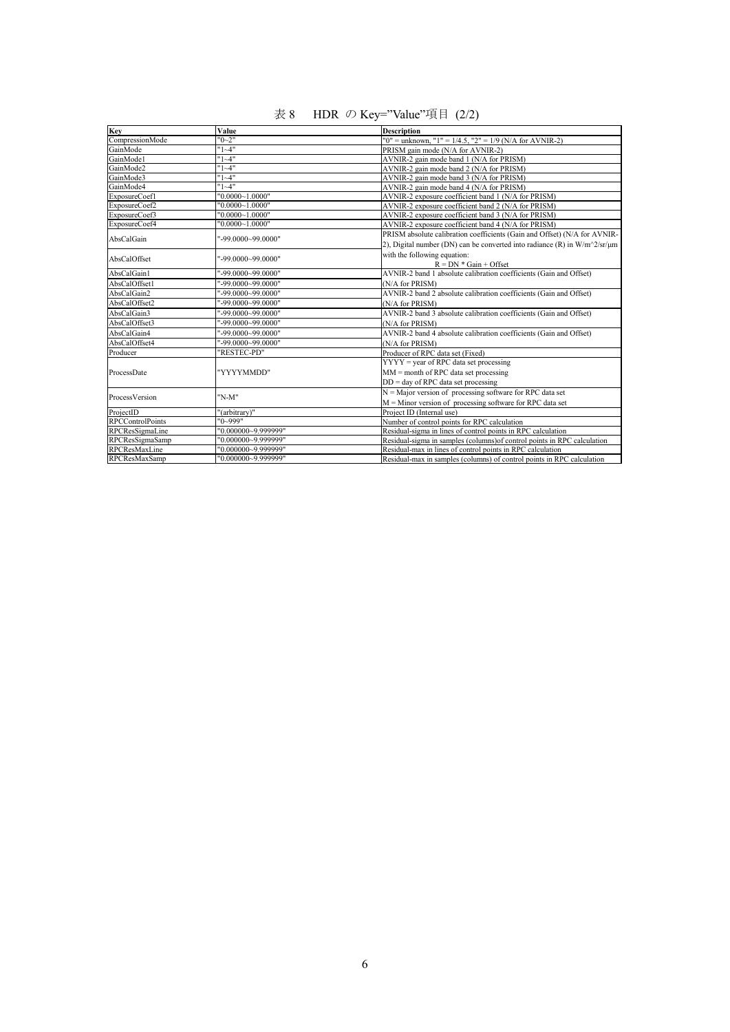表 8　HDR の Key="Value"項目 (2/2)

| Key | Value | Description |
|---|---|---|
| CompressionMode | "0~2" | "0" = unknown, "1" = 1/4.5, "2" = 1/9 (N/A for AVNIR-2) |
| GainMode | "1~4" | PRISM gain mode (N/A for AVNIR-2) |
| GainMode1 | "1~4" | AVNIR-2 gain mode band 1 (N/A for PRISM) |
| GainMode2 | "1~4" | AVNIR-2 gain mode band 2 (N/A for PRISM) |
| GainMode3 | "1~4" | AVNIR-2 gain mode band 3 (N/A for PRISM) |
| GainMode4 | "1~4" | AVNIR-2 gain mode band 4 (N/A for PRISM) |
| ExposureCoef1 | "0.0000~1.0000" | AVNIR-2 exposure coefficient band 1 (N/A for PRISM) |
| ExposureCoef2 | "0.0000~1.0000" | AVNIR-2 exposure coefficient band 2 (N/A for PRISM) |
| ExposureCoef3 | "0.0000~1.0000" | AVNIR-2 exposure coefficient band 3 (N/A for PRISM) |
| ExposureCoef4 | "0.0000~1.0000" | AVNIR-2 exposure coefficient band 4 (N/A for PRISM) |
| AbsCalGain | "-99.0000~99.0000" | PRISM absolute calibration coefficients (Gain and Offset) (N/A for AVNIR-2), Digital number (DN) can be converted into radiance (R) in W/m^2/sr/μm with the following equation: R = DN * Gain + Offset |
| AbsCalOffset | "-99.0000~99.0000" | |
| AbsCalGain1 | "-99.0000~99.0000" | AVNIR-2 band 1 absolute calibration coefficients (Gain and Offset) (N/A for PRISM) |
| AbsCalOffset1 | "-99.0000~99.0000" | |
| AbsCalGain2 | "-99.0000~99.0000" | AVNIR-2 band 2 absolute calibration coefficients (Gain and Offset) (N/A for PRISM) |
| AbsCalOffset2 | "-99.0000~99.0000" | |
| AbsCalGain3 | "-99.0000~99.0000" | AVNIR-2 band 3 absolute calibration coefficients (Gain and Offset) (N/A for PRISM) |
| AbsCalOffset3 | "-99.0000~99.0000" | |
| AbsCalGain4 | "-99.0000~99.0000" | AVNIR-2 band 4 absolute calibration coefficients (Gain and Offset) (N/A for PRISM) |
| AbsCalOffset4 | "-99.0000~99.0000" | |
| Producer | "RESTEC-PD" | Producer of RPC data set (Fixed) |
| ProcessDate | "YYYYMMDD" | YYYY = year of RPC data set processing<br>MM = month of RPC data set processing<br>DD = day of RPC data set processing |
| ProcessVersion | "N-M" | N = Major version of processing software for RPC data set<br>M = Minor version of processing software for RPC data set |
| ProjectID | "(arbitrary)" | Project ID (Internal use) |
| RPCControlPoints | "0~999" | Number of control points for RPC calculation |
| RPCResSigmaLine | "0.000000~9.999999" | Residual-sigma in lines of control points in RPC calculation |
| RPCResSigmaSamp | "0.000000~9.999999" | Residual-sigma in samples (columns)of control points in RPC calculation |
| RPCResMaxLine | "0.000000~9.999999" | Residual-max in lines of control points in RPC calculation |
| RPCResMaxSamp | "0.000000~9.999999" | Residual-max in samples (columns) of control points in RPC calculation |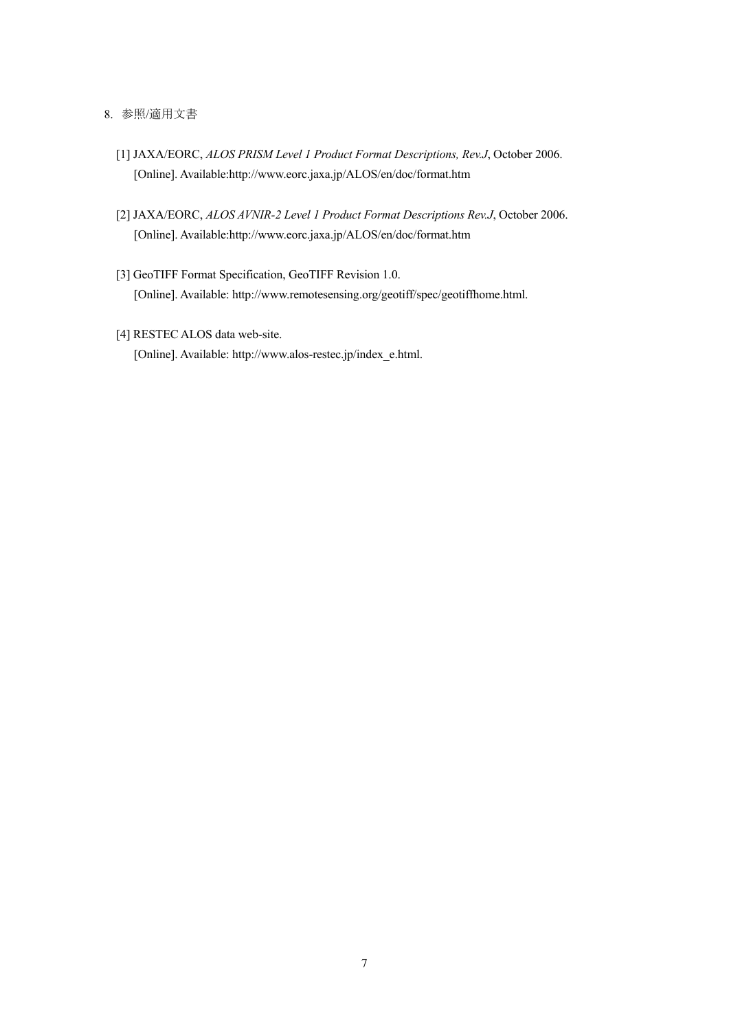## 8. 参照/適用文書

[1] JAXA/EORC, *ALOS PRISM Level 1 Product Format Descriptions, Rev.J*, October 2006.
[Online]. Available:http://www.eorc.jaxa.jp/ALOS/en/doc/format.htm

[2] JAXA/EORC, *ALOS AVNIR-2 Level 1 Product Format Descriptions Rev.J*, October 2006.
[Online]. Available:http://www.eorc.jaxa.jp/ALOS/en/doc/format.htm

[3] GeoTIFF Format Specification, GeoTIFF Revision 1.0.
[Online]. Available: http://www.remotesensing.org/geotiff/spec/geotiffhome.html.

[4] RESTEC ALOS data web-site.
[Online]. Available: http://www.alos-restec.jp/index_e.html.